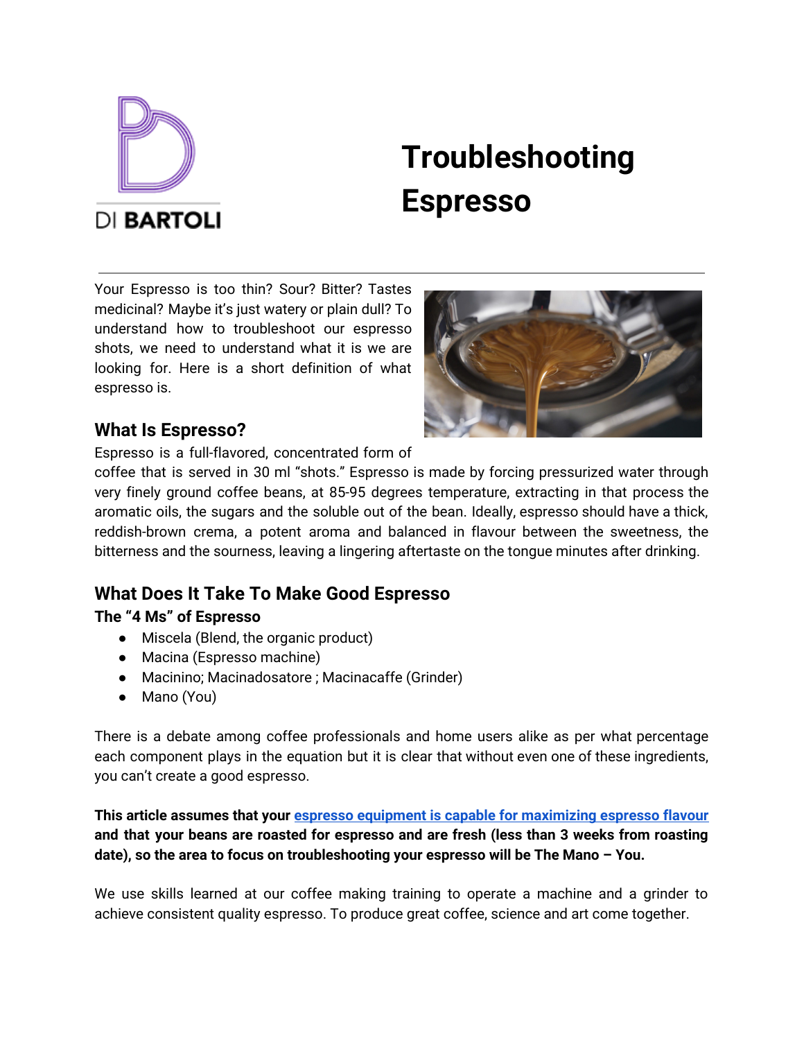DI BARTOLI

# Troubleshooting Espresso

Your Espresso is too thin? Sour? Bitter? Tastes medicinal? Maybe it's just watery or plain dull? To understand how to troubleshoot our espresso shots, we need to understand what it is we are looking for. Here is a short definition of what espresso is.

## What Is Espresso?

Espresso is a full-flavored, concentrated form of coffee that is served in 30 ml "shots." Espresso is made by forcing pressurized water through very finely ground coffee beans, at 85-95 degrees temperature, extracting in that process the aromatic oils, the sugars and the soluble out of the bean. Ideally, espresso should have a thick, reddish-brown crema, a potent aroma and balanced in flavour between the sweetness, the bitterness and the sourness, leaving a lingering aftertaste on the tongue minutes after drinking.

## What Does It Take To Make Good Espresso

### The "4 Ms" of Espresso

- Miscela (Blend, the organic product)
- Macina (Espresso machine)
- Macinino; Macinadosatore ; Macinacaffe (Grinder)
- Mano (You)

There is a debate among coffee professionals and home users alike as per what percentage each component plays in the equation but it is clear that without even one of these ingredients, you can't create a good espresso.

**This article assumes that your espresso equipment is capable for maximizing espresso flavour and that your beans are roasted for espresso and are fresh (less than 3 weeks from roasting date), so the area to focus on troubleshooting your espresso will be The Mano – You.**

We use skills learned at our coffee making training to operate a machine and a grinder to achieve consistent quality espresso. To produce great coffee, science and art come together.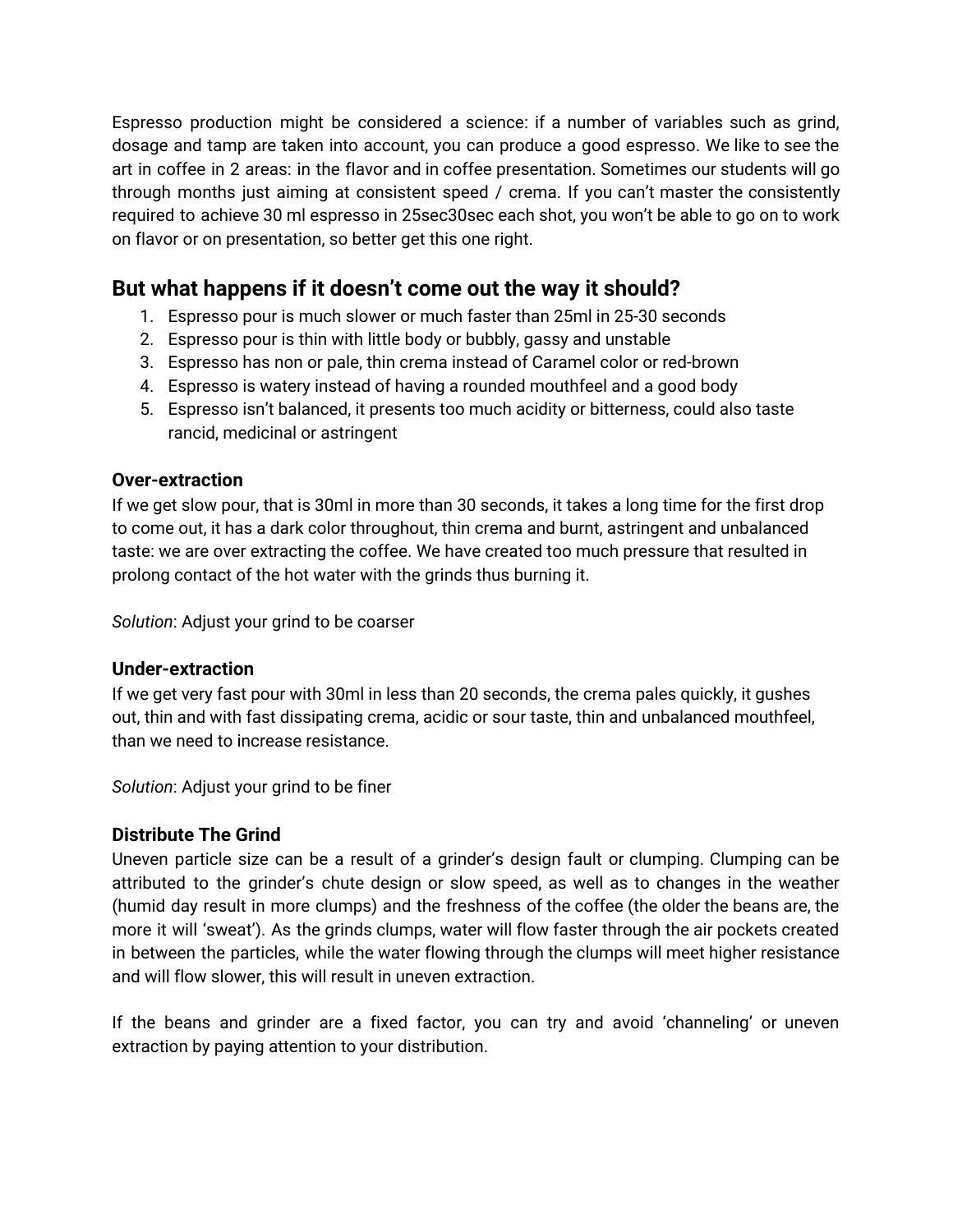Espresso production might be considered a science: if a number of variables such as grind, dosage and tamp are taken into account, you can produce a good espresso. We like to see the art in coffee in 2 areas: in the flavor and in coffee presentation. Sometimes our students will go through months just aiming at consistent speed / crema. If you can't master the consistently required to achieve 30 ml espresso in 25sec30sec each shot, you won't be able to go on to work on flavor or on presentation, so better get this one right.

## But what happens if it doesn't come out the way it should?

1. Espresso pour is much slower or much faster than 25ml in 25-30 seconds
2. Espresso pour is thin with little body or bubbly, gassy and unstable
3. Espresso has non or pale, thin crema instead of Caramel color or red-brown
4. Espresso is watery instead of having a rounded mouthfeel and a good body
5. Espresso isn't balanced, it presents too much acidity or bitterness, could also taste rancid, medicinal or astringent

### Over-extraction

If we get slow pour, that is 30ml in more than 30 seconds, it takes a long time for the first drop to come out, it has a dark color throughout, thin crema and burnt, astringent and unbalanced taste: we are over extracting the coffee. We have created too much pressure that resulted in prolong contact of the hot water with the grinds thus burning it.

*Solution*: Adjust your grind to be coarser

### Under-extraction

If we get very fast pour with 30ml in less than 20 seconds, the crema pales quickly, it gushes out, thin and with fast dissipating crema, acidic or sour taste, thin and unbalanced mouthfeel, than we need to increase resistance.

*Solution*: Adjust your grind to be finer

### Distribute The Grind

Uneven particle size can be a result of a grinder's design fault or clumping. Clumping can be attributed to the grinder's chute design or slow speed, as well as to changes in the weather (humid day result in more clumps) and the freshness of the coffee (the older the beans are, the more it will 'sweat'). As the grinds clumps, water will flow faster through the air pockets created in between the particles, while the water flowing through the clumps will meet higher resistance and will flow slower, this will result in uneven extraction.

If the beans and grinder are a fixed factor, you can try and avoid 'channeling' or uneven extraction by paying attention to your distribution.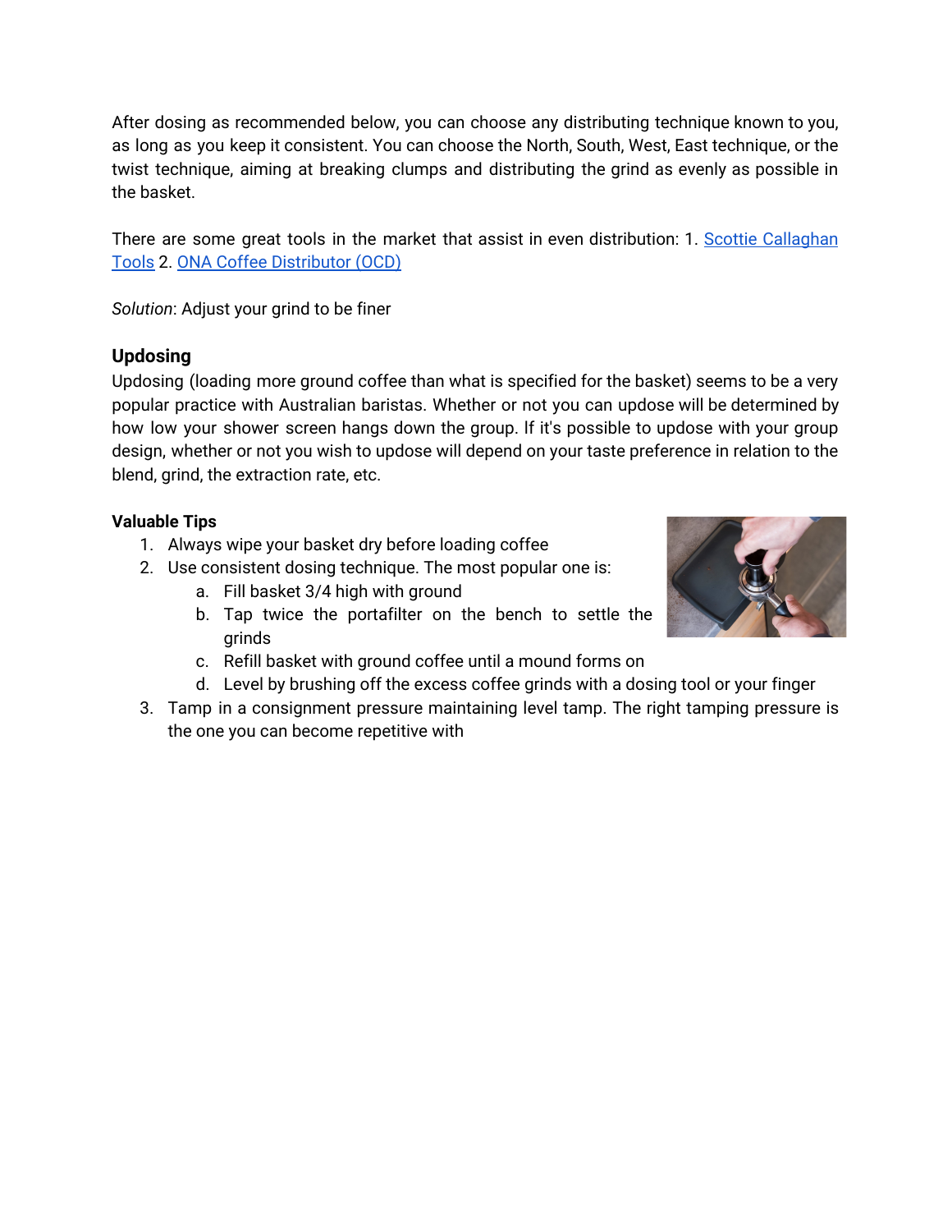After dosing as recommended below, you can choose any distributing technique known to you, as long as you keep it consistent. You can choose the North, South, West, East technique, or the twist technique, aiming at breaking clumps and distributing the grind as evenly as possible in the basket.

There are some great tools in the market that assist in even distribution: 1. [Scottie Callaghan Tools]() 2. [ONA Coffee Distributor (OCD)]()

*Solution*: Adjust your grind to be finer

### Updosing

Updosing (loading more ground coffee than what is specified for the basket) seems to be a very popular practice with Australian baristas. Whether or not you can updose will be determined by how low your shower screen hangs down the group. If it's possible to updose with your group design, whether or not you wish to updose will depend on your taste preference in relation to the blend, grind, the extraction rate, etc.

**Valuable Tips**

1. Always wipe your basket dry before loading coffee
2. Use consistent dosing technique. The most popular one is:
   a. Fill basket 3/4 high with ground
   b. Tap twice the portafilter on the bench to settle the grinds
   c. Refill basket with ground coffee until a mound forms on
   d. Level by brushing off the excess coffee grinds with a dosing tool or your finger
3. Tamp in a consignment pressure maintaining level tamp. The right tamping pressure is the one you can become repetitive with